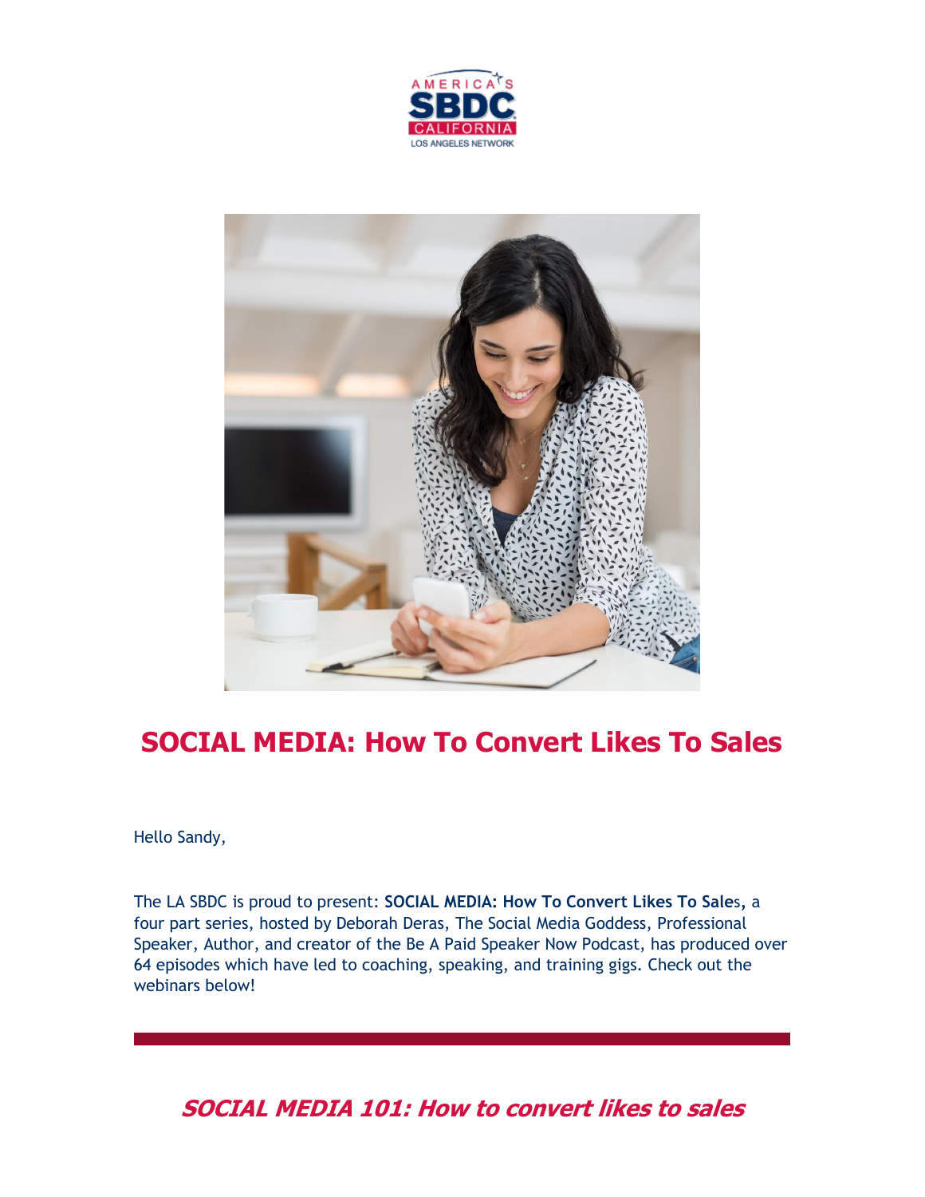# SOCIAL MEDIA: How To Convert Likes To Sales

Hello Sandy,

The LA SBDC is proud to present: **SOCIAL MEDIA: How To Convert Likes To Sale**s, a four part series, hosted by Deborah Deras, The Social Media Goddess, Professional Speaker, Author, and creator of the Be A Paid Speaker Now Podcast, has produced over 64 episodes which have led to coaching, speaking, and training gigs. Check out the webinars below!

---

## *SOCIAL MEDIA 101: How to convert likes to sales*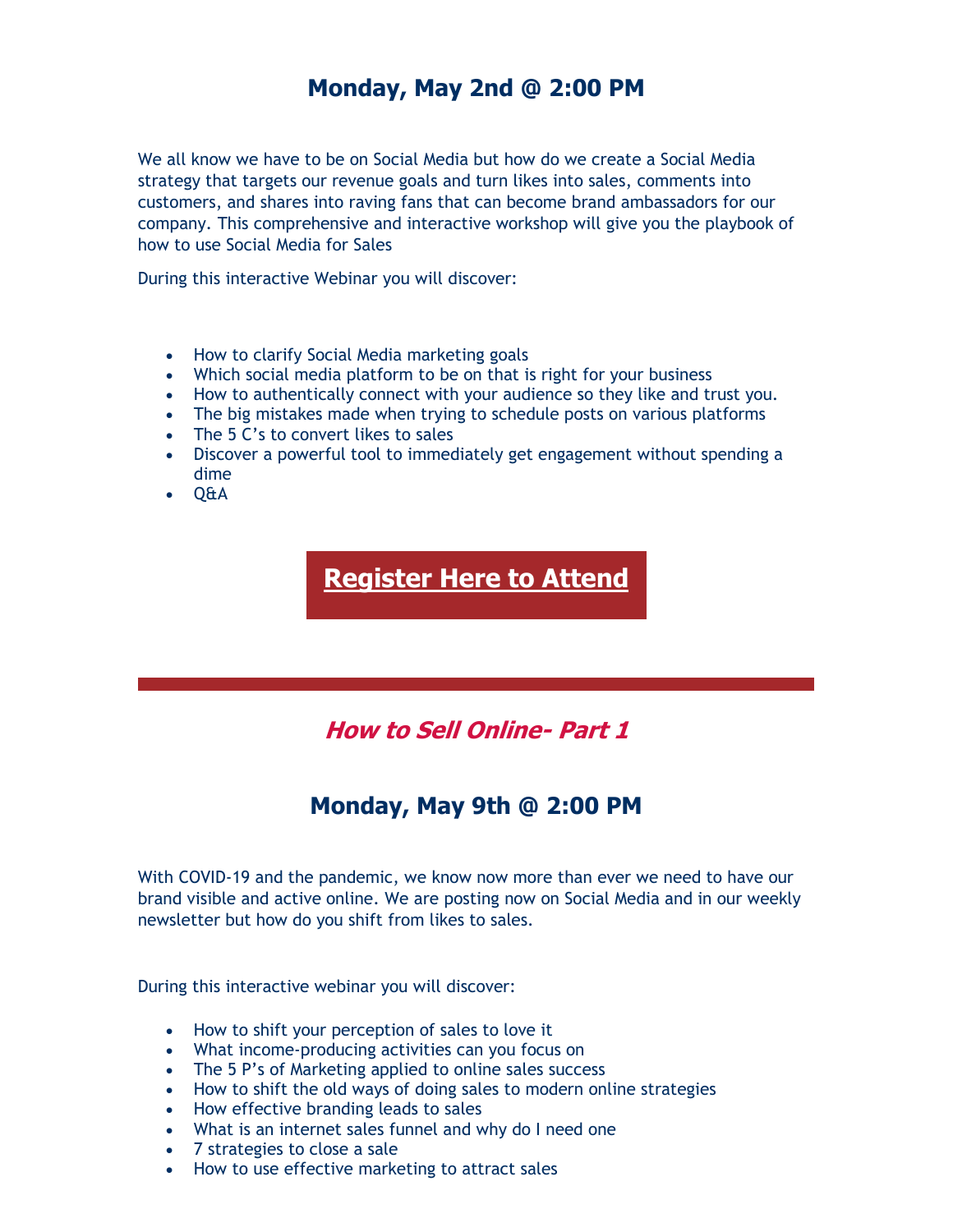## Monday, May 2nd @ 2:00 PM

We all know we have to be on Social Media but how do we create a Social Media strategy that targets our revenue goals and turn likes into sales, comments into customers, and shares into raving fans that can become brand ambassadors for our company. This comprehensive and interactive workshop will give you the playbook of how to use Social Media for Sales

During this interactive Webinar you will discover:

- How to clarify Social Media marketing goals
- Which social media platform to be on that is right for your business
- How to authentically connect with your audience so they like and trust you.
- The big mistakes made when trying to schedule posts on various platforms
- The 5 C's to convert likes to sales
- Discover a powerful tool to immediately get engagement without spending a dime
- Q&A

**Register Here to Attend**

---

## *How to Sell Online- Part 1*

## Monday, May 9th @ 2:00 PM

With COVID-19 and the pandemic, we know now more than ever we need to have our brand visible and active online. We are posting now on Social Media and in our weekly newsletter but how do you shift from likes to sales.

During this interactive webinar you will discover:

- How to shift your perception of sales to love it
- What income-producing activities can you focus on
- The 5 P's of Marketing applied to online sales success
- How to shift the old ways of doing sales to modern online strategies
- How effective branding leads to sales
- What is an internet sales funnel and why do I need one
- 7 strategies to close a sale
- How to use effective marketing to attract sales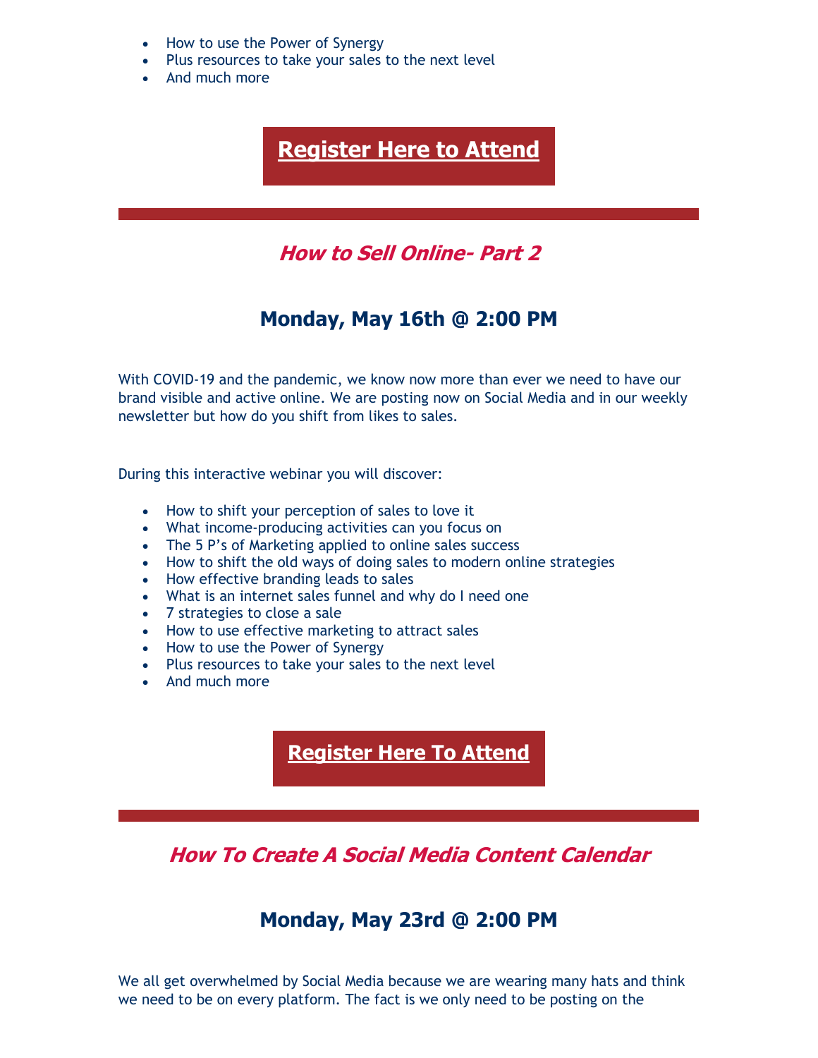- How to use the Power of Synergy
- Plus resources to take your sales to the next level
- And much more

**Register Here to Attend**

---

## *How to Sell Online- Part 2*

### Monday, May 16th @ 2:00 PM

With COVID-19 and the pandemic, we know now more than ever we need to have our brand visible and active online. We are posting now on Social Media and in our weekly newsletter but how do you shift from likes to sales.

During this interactive webinar you will discover:

- How to shift your perception of sales to love it
- What income-producing activities can you focus on
- The 5 P's of Marketing applied to online sales success
- How to shift the old ways of doing sales to modern online strategies
- How effective branding leads to sales
- What is an internet sales funnel and why do I need one
- 7 strategies to close a sale
- How to use effective marketing to attract sales
- How to use the Power of Synergy
- Plus resources to take your sales to the next level
- And much more

**Register Here To Attend**

---

## *How To Create A Social Media Content Calendar*

### Monday, May 23rd @ 2:00 PM

We all get overwhelmed by Social Media because we are wearing many hats and think we need to be on every platform. The fact is we only need to be posting on the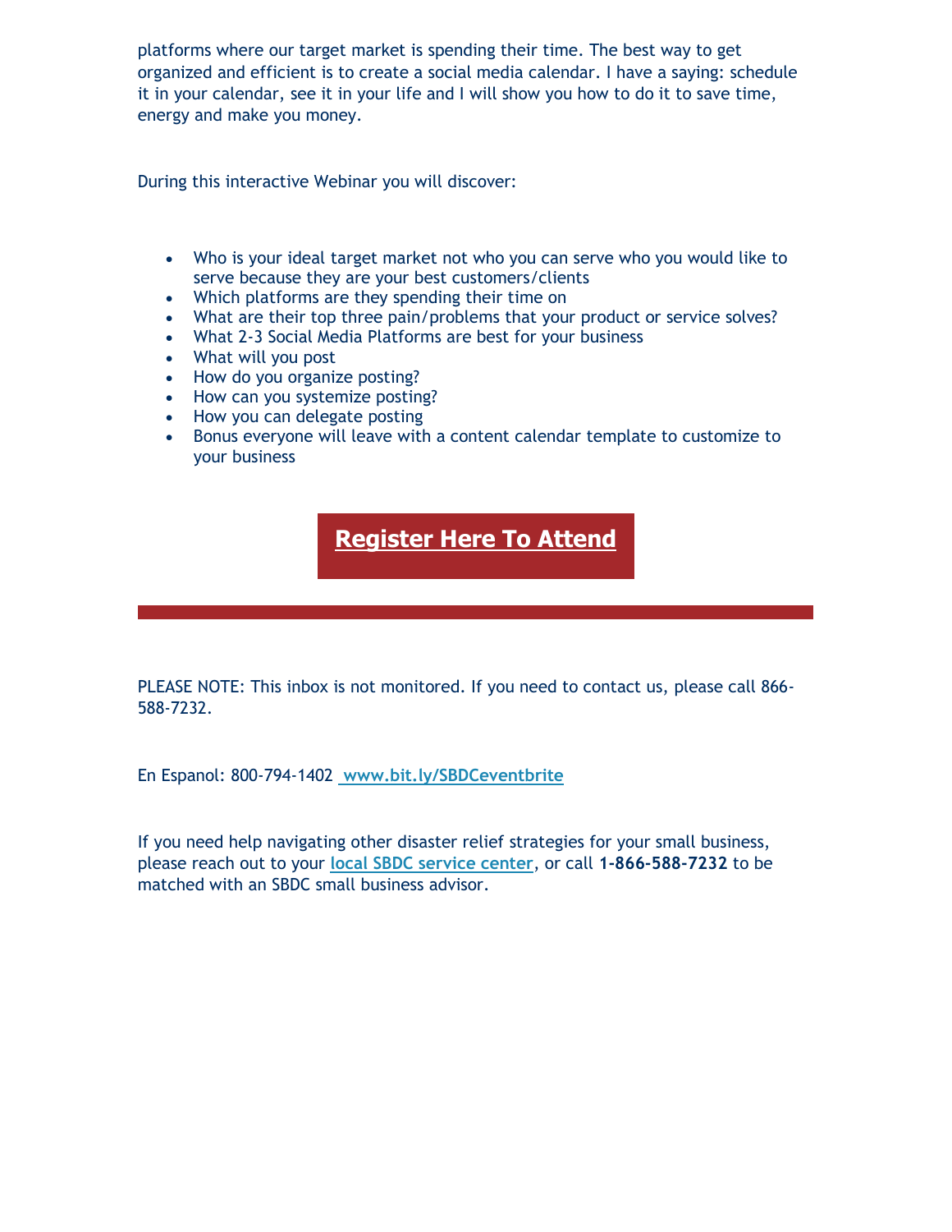platforms where our target market is spending their time. The best way to get organized and efficient is to create a social media calendar. I have a saying: schedule it in your calendar, see it in your life and I will show you how to do it to save time, energy and make you money.

During this interactive Webinar you will discover:

- Who is your ideal target market not who you can serve who you would like to serve because they are your best customers/clients
- Which platforms are they spending their time on
- What are their top three pain/problems that your product or service solves?
- What 2-3 Social Media Platforms are best for your business
- What will you post
- How do you organize posting?
- How can you systemize posting?
- How you can delegate posting
- Bonus everyone will leave with a content calendar template to customize to your business

**Register Here To Attend**

---

PLEASE NOTE: This inbox is not monitored. If you need to contact us, please call 866-588-7232.

En Espanol: 800-794-1402 www.bit.ly/SBDCeventbrite

If you need help navigating other disaster relief strategies for your small business, please reach out to your local SBDC service center, or call **1-866-588-7232** to be matched with an SBDC small business advisor.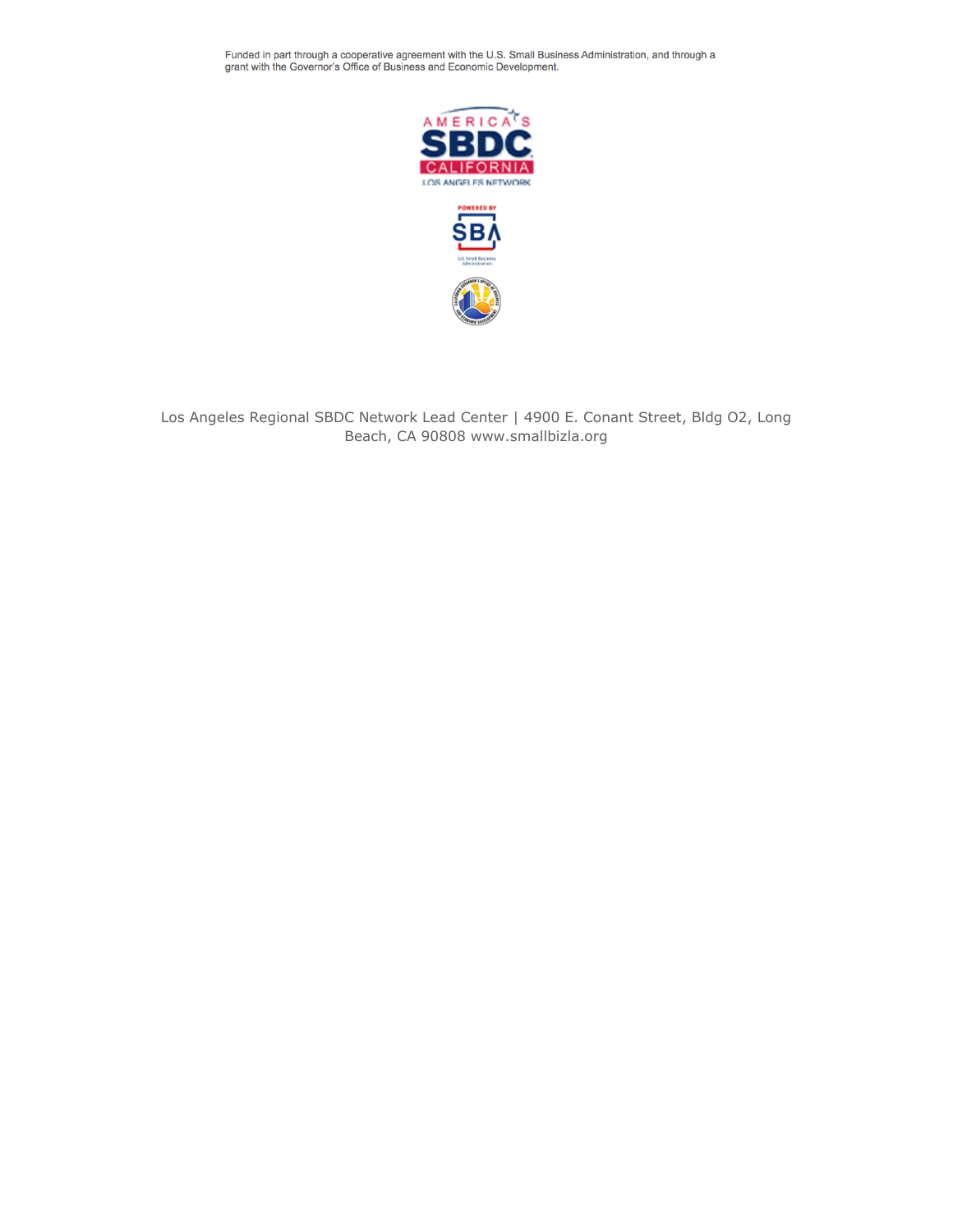Funded in part through a cooperative agreement with the U.S. Small Business Administration, and through a grant with the Governor's Office of Business and Economic Development.

Los Angeles Regional SBDC Network Lead Center | 4900 E. Conant Street, Bldg O2, Long Beach, CA 90808 www.smallbizla.org